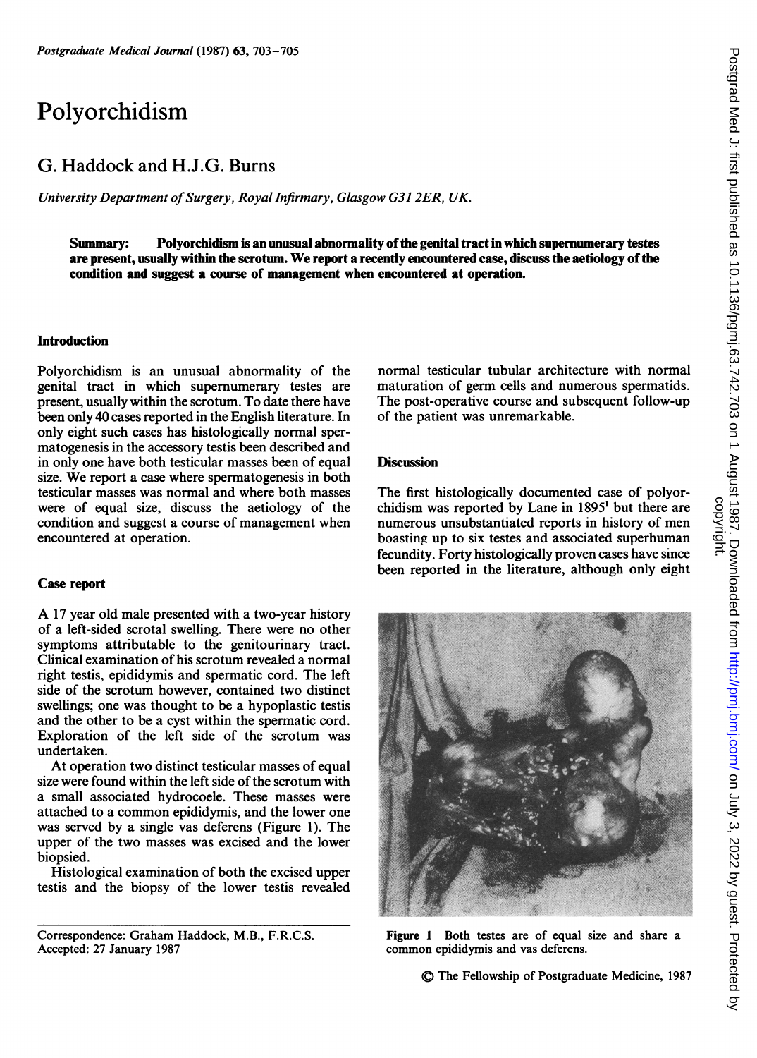# Polyorchidism

## G. Haddock and H.J.G. Burns

*University Department of Surgery, Royal Infirmary, Glasgow G31 2ER, UK.*

**Summary: Polyorchidism is an unusual abnormality of the genital tract in which supernumerary testes are present, usually within the scrotum. We report a recently encountered case, discuss the aetiology of the condition and suggest a course of management when encountered at operation.**

### Introduction

Polyorchidism is an unusual abnormality of the genital tract in which supernumerary testes are present, usually within the scrotum. To date there have been only 40 cases reported in the English literature. In only eight such cases has histologically normal spermatogenesis in the accessory testis been described and in only one have both testicular masses been of equal size. We report a case where spermatogenesis in both testicular masses was normal and where both masses were of equal size, discuss the aetiology of the condition and suggest a course of management when encountered at operation.

### Case report

A 17 year old male presented with a two-year history of a left-sided scrotal swelling. There were no other symptoms attributable to the genitourinary tract. Clinical examination of his scrotum revealed a normal right testis, epididymis and spermatic cord. The left side of the scrotum however, contained two distinct swellings; one was thought to be a hypoplastic testis and the other to be a cyst within the spermatic cord. Exploration of the left side of the scrotum was undertaken.

At operation two distinct testicular masses of equal size were found within the left side of the scrotum with a small associated hydrocoele. These masses were attached to a common epididymis, and the lower one was served by a single vas deferens (Figure 1). The upper of the two masses was excised and the lower biopsied.

Histological examination of both the excised upper testis and the biopsy of the lower testis revealed normal testicular tubular architecture with normal maturation of germ cells and numerous spermatids. The post-operative course and subsequent follow-up of the patient was unremarkable.

### Discussion

The first histologically documented case of polyorchidism was reported by Lane in 1895[1] but there are numerous unsubstantiated reports in history of men boasting up to six testes and associated superhuman fecundity. Forty histologically proven cases have since been reported in the literature, although only eight

**Figure 1** Both testes are of equal size and share a common epididymis and vas deferens.

Correspondence: Graham Haddock, M.B., F.R.C.S.
Accepted: 27 January 1987

© The Fellowship of Postgraduate Medicine, 1987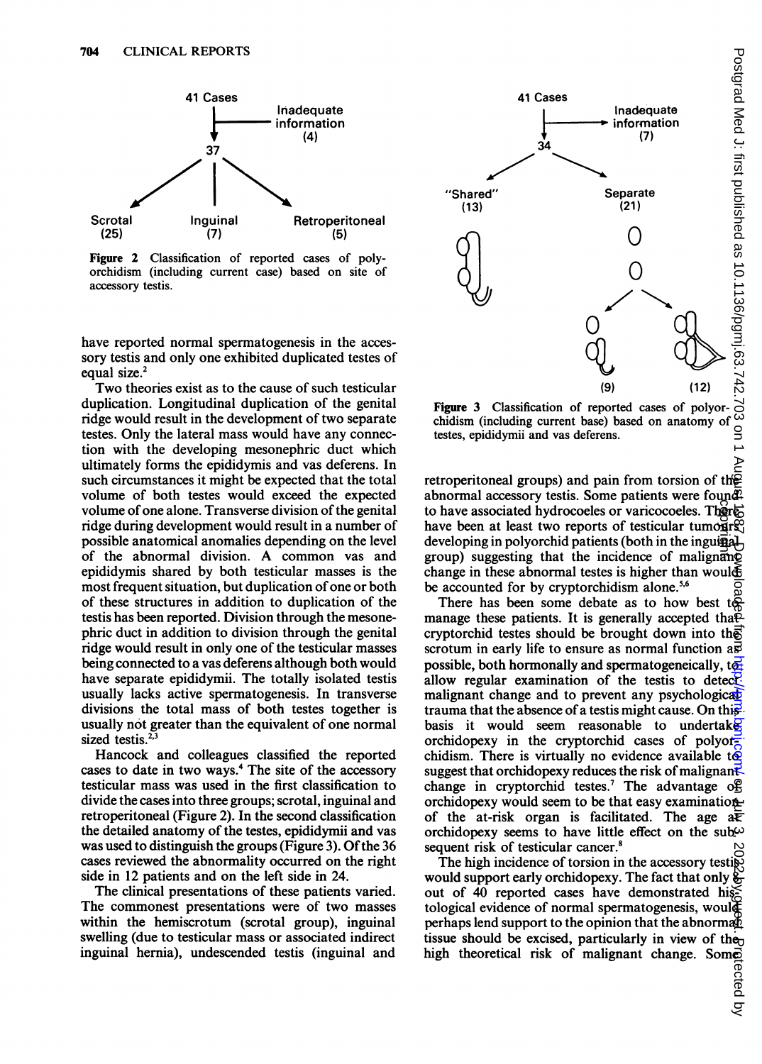41 Cases

Inadequate information (4)

37

Scrotal (25) — Inguinal (7) — Retroperitoneal (5)

**Figure 2** Classification of reported cases of polyorchidism (including current case) based on site of accessory testis.

41 Cases

Inadequate information (7)

34

"Shared" (13) — Separate (21)

(9) (12)

**Figure 3** Classification of reported cases of polyorchidism (including current base) based on anatomy of testes, epididymii and vas deferens.

have reported normal spermatogenesis in the accessory testis and only one exhibited duplicated testes of equal size.[2]

Two theories exist as to the cause of such testicular duplication. Longitudinal duplication of the genital ridge would result in the development of two separate testes. Only the lateral mass would have any connection with the developing mesonephric duct which ultimately forms the epididymis and vas deferens. In such circumstances it might be expected that the total volume of both testes would exceed the expected volume of one alone. Transverse division of the genital ridge during development would result in a number of possible anatomical anomalies depending on the level of the abnormal division. A common vas and epididymis shared by both testicular masses is the most frequent situation, but duplication of one or both of these structures in addition to duplication of the testis has been reported. Division through the mesonephric duct in addition to division through the genital ridge would result in only one of the testicular masses being connected to a vas deferens although both would have separate epididymii. The totally isolated testis usually lacks active spermatogenesis. In transverse divisions the total mass of both testes together is usually not greater than the equivalent of one normal sized testis.[2,3]

Hancock and colleagues classified the reported cases to date in two ways.[4] The site of the accessory testicular mass was used in the first classification to divide the cases into three groups; scrotal, inguinal and retroperitoneal (Figure 2). In the second classification the detailed anatomy of the testes, epididymii and vas was used to distinguish the groups (Figure 3). Of the 36 cases reviewed the abnormality occurred on the right side in 12 patients and on the left side in 24.

The clinical presentations of these patients varied. The commonest presentations were of two masses within the hemiscrotum (scrotal group), inguinal swelling (due to testicular mass or associated indirect inguinal hernia), undescended testis (inguinal and retroperitoneal groups) and pain from torsion of the abnormal accessory testis. Some patients were found to have associated hydrocoeles or varicocoeles. There have been at least two reports of testicular tumours developing in polyorchid patients (both in the inguinal group) suggesting that the incidence of malignant change in these abnormal testes is higher than would be accounted for by cryptorchidism alone.[5,6]

There has been some debate as to how best to manage these patients. It is generally accepted that cryptorchid testes should be brought down into the scrotum in early life to ensure as normal function as possible, both hormonally and spermatogeneically, to allow regular examination of the testis to detect malignant change and to prevent any psychological trauma that the absence of a testis might cause. On this basis it would seem reasonable to undertake orchidopexy in the cryptorchid cases of polyorchidism. There is virtually no evidence available to suggest that orchidopexy reduces the risk of malignant change in cryptorchid testes.[7] The advantage of orchidopexy would seem to be that easy examination of the at-risk organ is facilitated. The age at orchidopexy seems to have little effect on the subsequent risk of testicular cancer.[8]

The high incidence of torsion in the accessory testis would support early orchidopexy. The fact that only 5 out of 40 reported cases have demonstrated histological evidence of normal spermatogenesis, would perhaps lend support to the opinion that the abnormal tissue should be excised, particularly in view of the high theoretical risk of malignant change. Some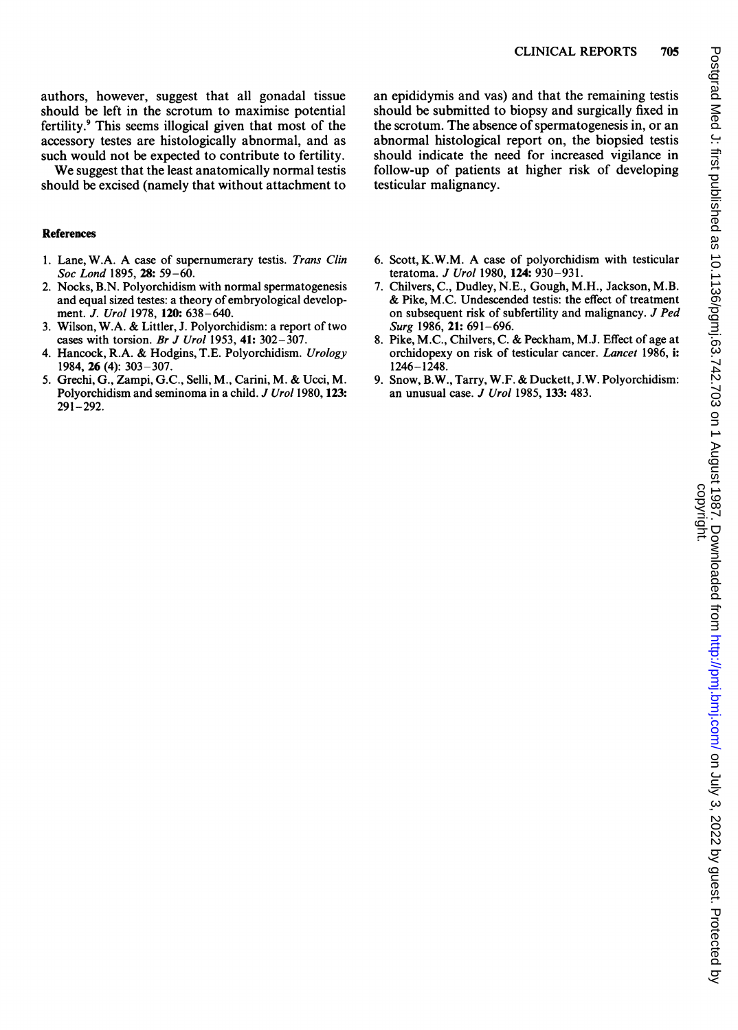authors, however, suggest that all gonadal tissue should be left in the scrotum to maximise potential fertility.[9] This seems illogical given that most of the accessory testes are histologically abnormal, and as such would not be expected to contribute to fertility.

We suggest that the least anatomically normal testis should be excised (namely that without attachment to an epididymis and vas) and that the remaining testis should be submitted to biopsy and surgically fixed in the scrotum. The absence of spermatogenesis in, or an abnormal histological report on, the biopsied testis should indicate the need for increased vigilance in follow-up of patients at higher risk of developing testicular malignancy.

#### References

1. Lane, W.A. A case of supernumerary testis. *Trans Clin Soc Lond* 1895, **28:** 59–60.
2. Nocks, B.N. Polyorchidism with normal spermatogenesis and equal sized testes: a theory of embryological development. *J. Urol* 1978, **120:** 638–640.
3. Wilson, W.A. & Littler, J. Polyorchidism: a report of two cases with torsion. *Br J Urol* 1953, **41:** 302–307.
4. Hancock, R.A. & Hodgins, T.E. Polyorchidism. *Urology* 1984, **26** (4): 303–307.
5. Grechi, G., Zampi, G.C., Selli, M., Carini, M. & Ucci, M. Polyorchidism and seminoma in a child. *J Urol* 1980, **123:** 291–292.
6. Scott, K.W.M. A case of polyorchidism with testicular teratoma. *J Urol* 1980, **124:** 930–931.
7. Chilvers, C., Dudley, N.E., Gough, M.H., Jackson, M.B. & Pike, M.C. Undescended testis: the effect of treatment on subsequent risk of subfertility and malignancy. *J Ped Surg* 1986, **21:** 691–696.
8. Pike, M.C., Chilvers, C. & Peckham, M.J. Effect of age at orchidopexy on risk of testicular cancer. *Lancet* 1986, **i:** 1246–1248.
9. Snow, B.W., Tarry, W.F. & Duckett, J.W. Polyorchidism: an unusual case. *J Urol* 1985, **133:** 483.